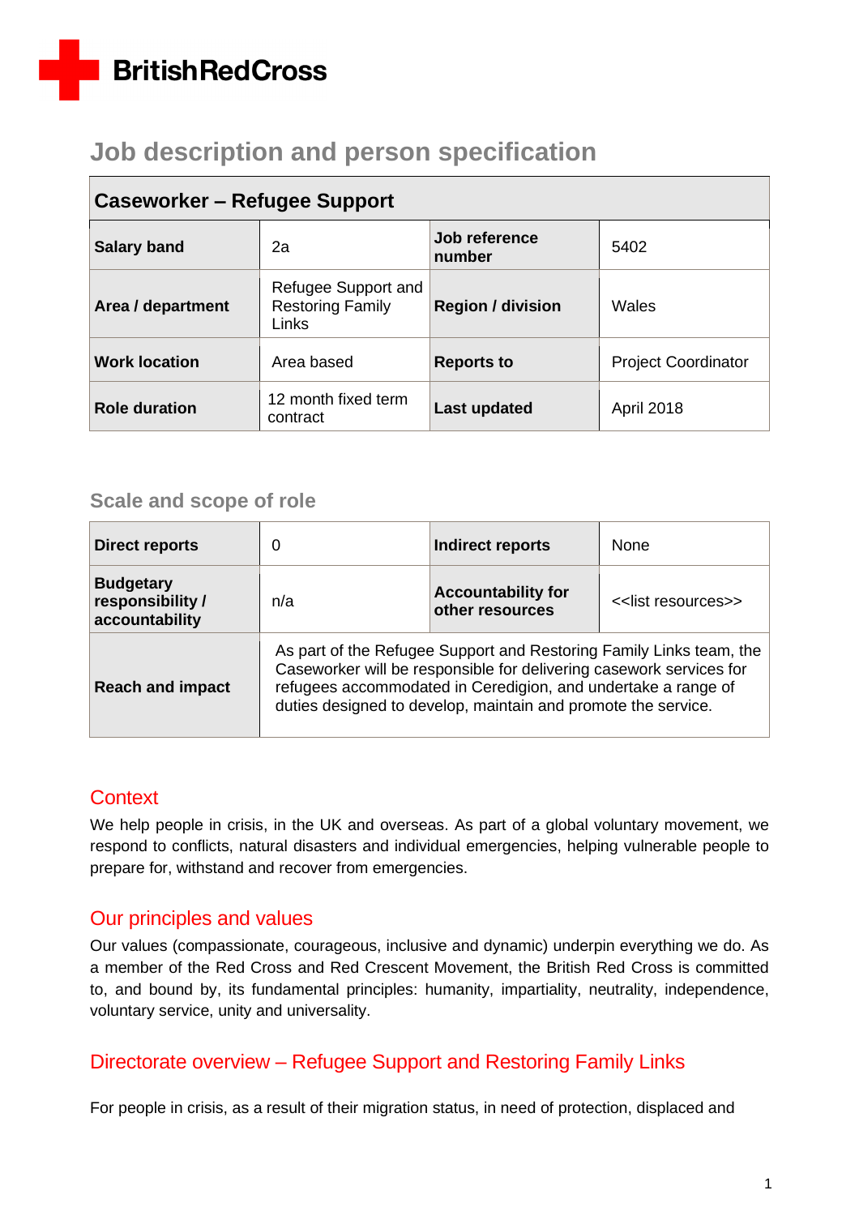British Red Cross

# Job description and person specification

| Caseworker – Refugee Support | | | |
|---|---|---|---|
| **Salary band** | 2a | **Job reference number** | 5402 |
| **Area / department** | Refugee Support and Restoring Family Links | **Region / division** | Wales |
| **Work location** | Area based | **Reports to** | Project Coordinator |
| **Role duration** | 12 month fixed term contract | **Last updated** | April 2018 |

## Scale and scope of role

| **Direct reports** | 0 | **Indirect reports** | None |
|---|---|---|---|
| **Budgetary responsibility / accountability** | n/a | **Accountability for other resources** | <<list resources>> |
| **Reach and impact** | As part of the Refugee Support and Restoring Family Links team, the Caseworker will be responsible for delivering casework services for refugees accommodated in Ceredigion, and undertake a range of duties designed to develop, maintain and promote the service. | | |

## Context

We help people in crisis, in the UK and overseas. As part of a global voluntary movement, we respond to conflicts, natural disasters and individual emergencies, helping vulnerable people to prepare for, withstand and recover from emergencies.

## Our principles and values

Our values (compassionate, courageous, inclusive and dynamic) underpin everything we do. As a member of the Red Cross and Red Crescent Movement, the British Red Cross is committed to, and bound by, its fundamental principles: humanity, impartiality, neutrality, independence, voluntary service, unity and universality.

## Directorate overview – Refugee Support and Restoring Family Links

For people in crisis, as a result of their migration status, in need of protection, displaced and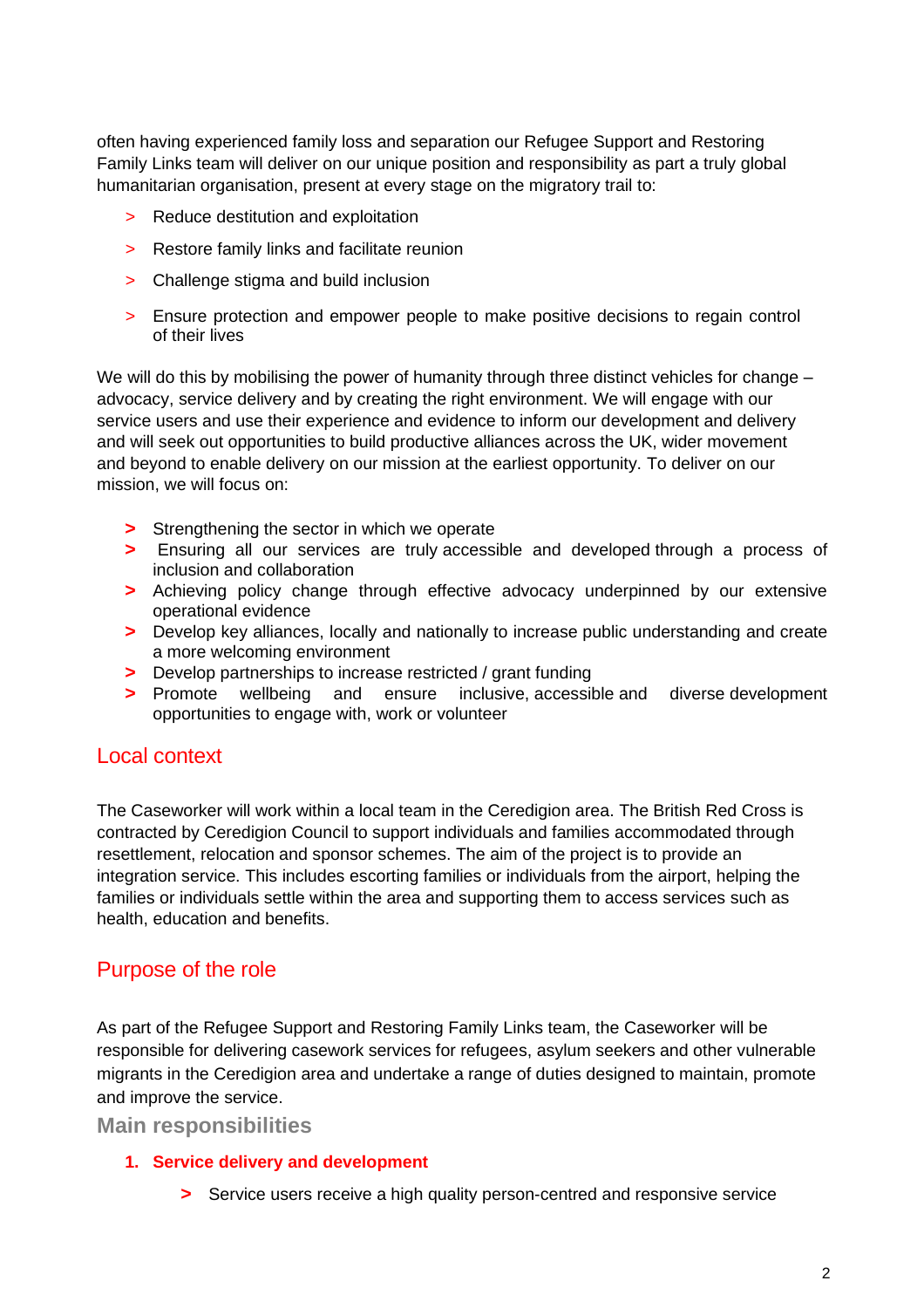often having experienced family loss and separation our Refugee Support and Restoring Family Links team will deliver on our unique position and responsibility as part a truly global humanitarian organisation, present at every stage on the migratory trail to:

- Reduce destitution and exploitation
- Restore family links and facilitate reunion
- Challenge stigma and build inclusion
- Ensure protection and empower people to make positive decisions to regain control of their lives

We will do this by mobilising the power of humanity through three distinct vehicles for change – advocacy, service delivery and by creating the right environment. We will engage with our service users and use their experience and evidence to inform our development and delivery and will seek out opportunities to build productive alliances across the UK, wider movement and beyond to enable delivery on our mission at the earliest opportunity. To deliver on our mission, we will focus on:

- Strengthening the sector in which we operate
- Ensuring all our services are truly accessible and developed through a process of inclusion and collaboration
- Achieving policy change through effective advocacy underpinned by our extensive operational evidence
- Develop key alliances, locally and nationally to increase public understanding and create a more welcoming environment
- Develop partnerships to increase restricted / grant funding
- Promote wellbeing and ensure inclusive, accessible and diverse development opportunities to engage with, work or volunteer

## Local context

The Caseworker will work within a local team in the Ceredigion area. The British Red Cross is contracted by Ceredigion Council to support individuals and families accommodated through resettlement, relocation and sponsor schemes. The aim of the project is to provide an integration service. This includes escorting families or individuals from the airport, helping the families or individuals settle within the area and supporting them to access services such as health, education and benefits.

## Purpose of the role

As part of the Refugee Support and Restoring Family Links team, the Caseworker will be responsible for delivering casework services for refugees, asylum seekers and other vulnerable migrants in the Ceredigion area and undertake a range of duties designed to maintain, promote and improve the service.

## Main responsibilities

1. **Service delivery and development**

    - Service users receive a high quality person-centred and responsive service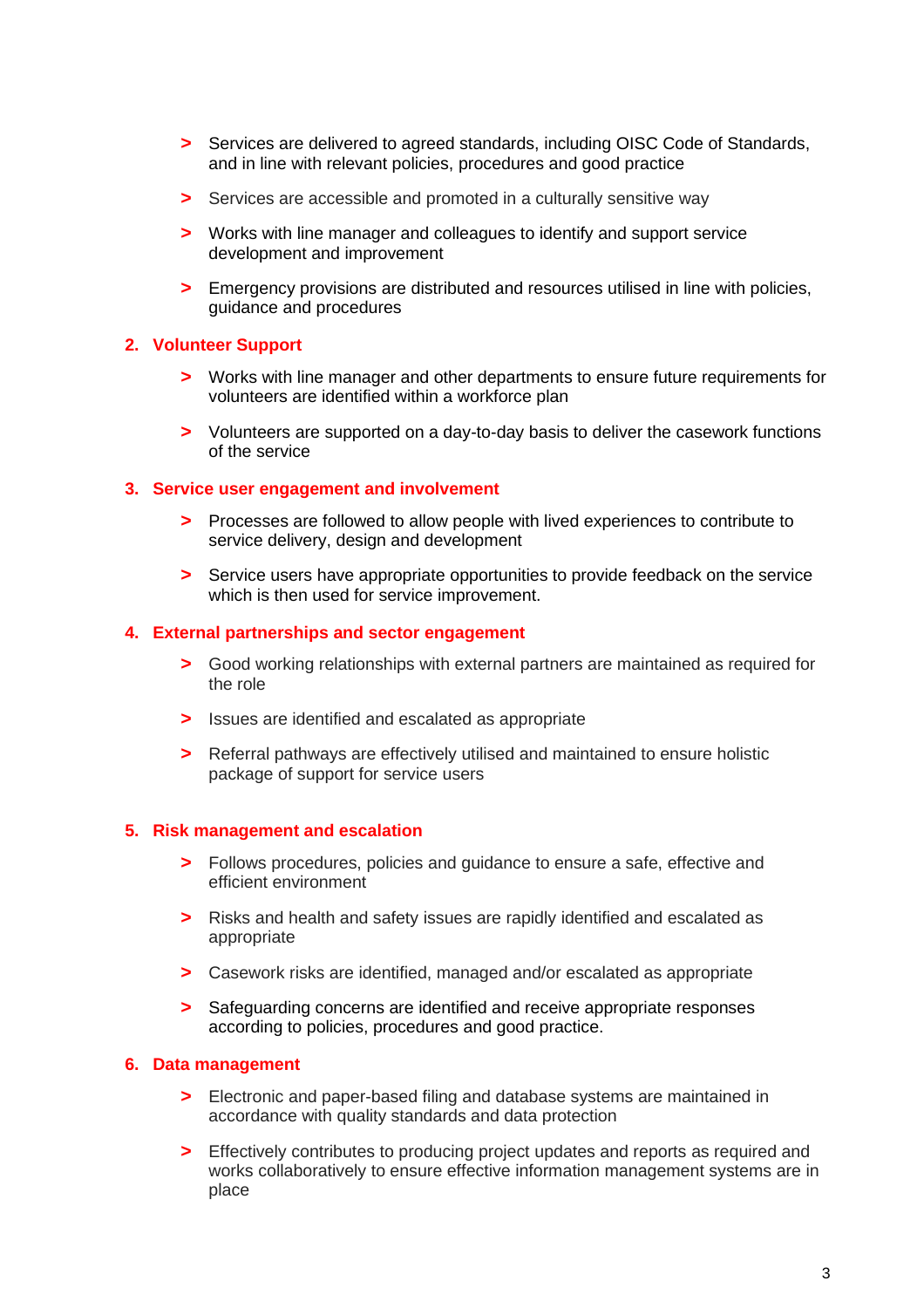- Services are delivered to agreed standards, including OISC Code of Standards, and in line with relevant policies, procedures and good practice
- Services are accessible and promoted in a culturally sensitive way
- Works with line manager and colleagues to identify and support service development and improvement
- Emergency provisions are distributed and resources utilised in line with policies, guidance and procedures

## 2. Volunteer Support

- Works with line manager and other departments to ensure future requirements for volunteers are identified within a workforce plan
- Volunteers are supported on a day-to-day basis to deliver the casework functions of the service

## 3. Service user engagement and involvement

- Processes are followed to allow people with lived experiences to contribute to service delivery, design and development
- Service users have appropriate opportunities to provide feedback on the service which is then used for service improvement.

## 4. External partnerships and sector engagement

- Good working relationships with external partners are maintained as required for the role
- Issues are identified and escalated as appropriate
- Referral pathways are effectively utilised and maintained to ensure holistic package of support for service users

## 5. Risk management and escalation

- Follows procedures, policies and guidance to ensure a safe, effective and efficient environment
- Risks and health and safety issues are rapidly identified and escalated as appropriate
- Casework risks are identified, managed and/or escalated as appropriate
- Safeguarding concerns are identified and receive appropriate responses according to policies, procedures and good practice.

## 6. Data management

- Electronic and paper-based filing and database systems are maintained in accordance with quality standards and data protection
- Effectively contributes to producing project updates and reports as required and works collaboratively to ensure effective information management systems are in place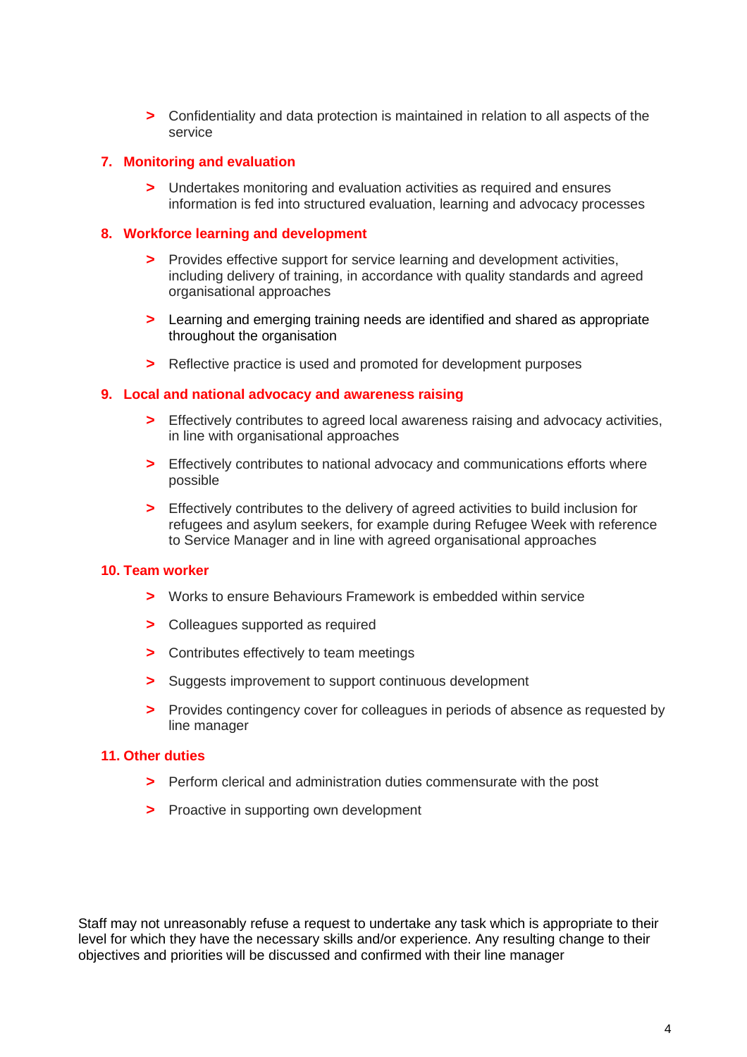- Confidentiality and data protection is maintained in relation to all aspects of the service

### 7. Monitoring and evaluation

- Undertakes monitoring and evaluation activities as required and ensures information is fed into structured evaluation, learning and advocacy processes

### 8. Workforce learning and development

- Provides effective support for service learning and development activities, including delivery of training, in accordance with quality standards and agreed organisational approaches
- Learning and emerging training needs are identified and shared as appropriate throughout the organisation
- Reflective practice is used and promoted for development purposes

### 9. Local and national advocacy and awareness raising

- Effectively contributes to agreed local awareness raising and advocacy activities, in line with organisational approaches
- Effectively contributes to national advocacy and communications efforts where possible
- Effectively contributes to the delivery of agreed activities to build inclusion for refugees and asylum seekers, for example during Refugee Week with reference to Service Manager and in line with agreed organisational approaches

### 10. Team worker

- Works to ensure Behaviours Framework is embedded within service
- Colleagues supported as required
- Contributes effectively to team meetings
- Suggests improvement to support continuous development
- Provides contingency cover for colleagues in periods of absence as requested by line manager

### 11. Other duties

- Perform clerical and administration duties commensurate with the post
- Proactive in supporting own development

Staff may not unreasonably refuse a request to undertake any task which is appropriate to their level for which they have the necessary skills and/or experience. Any resulting change to their objectives and priorities will be discussed and confirmed with their line manager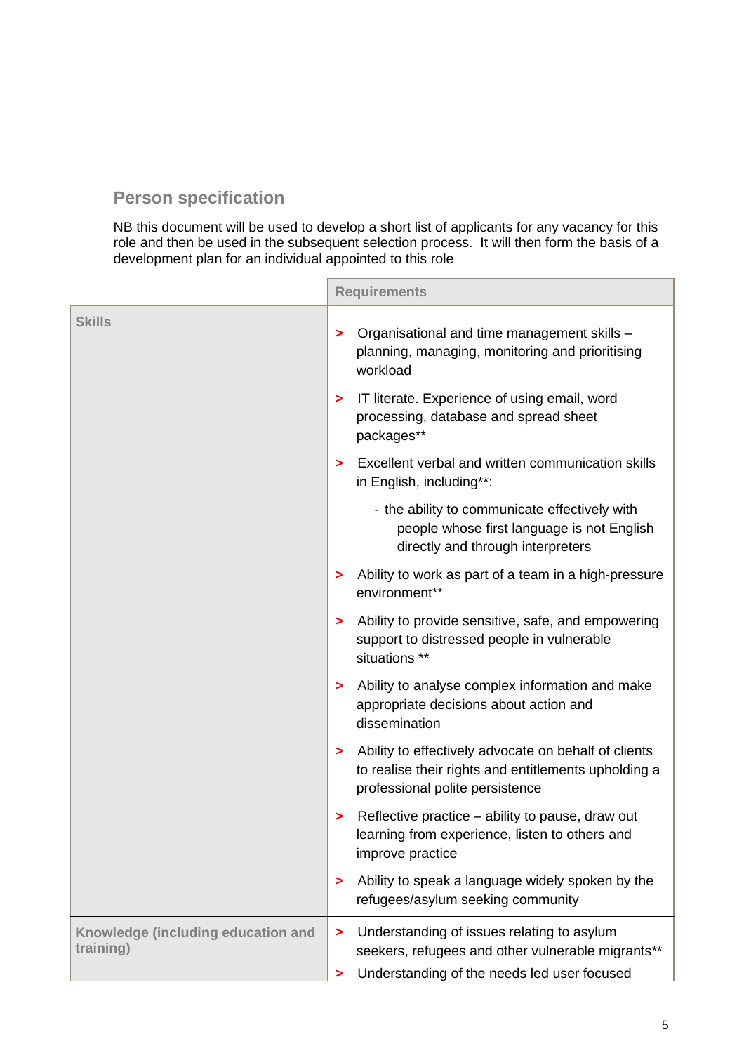## Person specification

NB this document will be used to develop a short list of applicants for any vacancy for this role and then be used in the subsequent selection process. It will then form the basis of a development plan for an individual appointed to this role

| | Requirements |
|---|---|
| **Skills** | > Organisational and time management skills – planning, managing, monitoring and prioritising workload<br><br>> IT literate. Experience of using email, word processing, database and spread sheet packages**<br><br>> Excellent verbal and written communication skills in English, including**:<br>- the ability to communicate effectively with people whose first language is not English directly and through interpreters<br><br>> Ability to work as part of a team in a high-pressure environment**<br><br>> Ability to provide sensitive, safe, and empowering support to distressed people in vulnerable situations **<br><br>> Ability to analyse complex information and make appropriate decisions about action and dissemination<br><br>> Ability to effectively advocate on behalf of clients to realise their rights and entitlements upholding a professional polite persistence<br><br>> Reflective practice – ability to pause, draw out learning from experience, listen to others and improve practice<br><br>> Ability to speak a language widely spoken by the refugees/asylum seeking community |
| **Knowledge (including education and training)** | > Understanding of issues relating to asylum seekers, refugees and other vulnerable migrants**<br>> Understanding of the needs led user focused |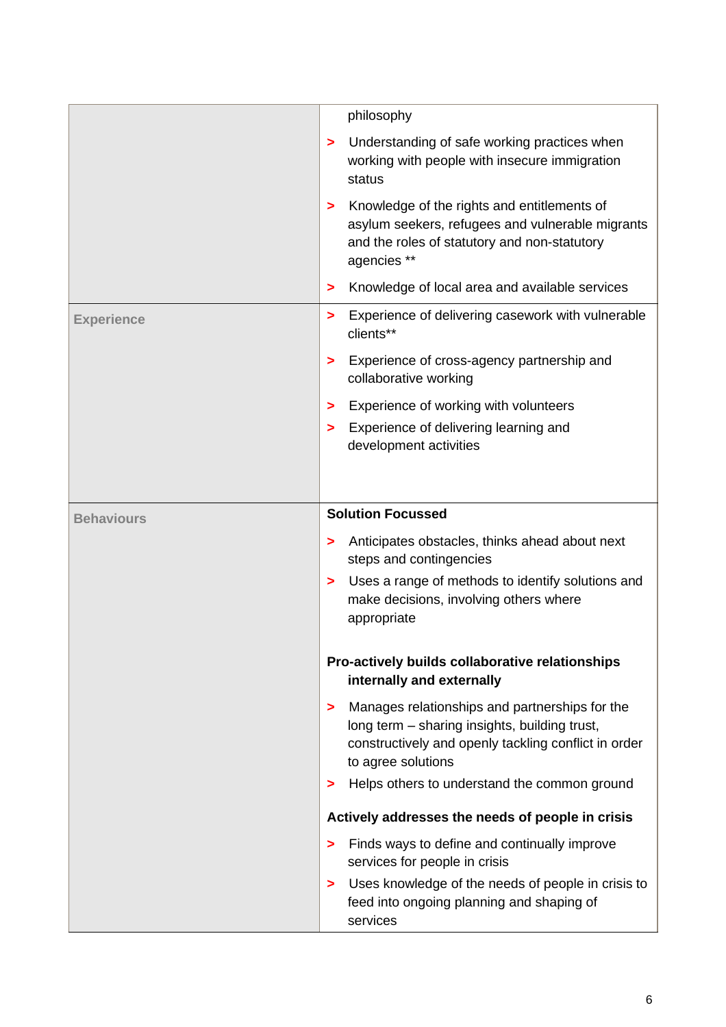| | |
|---|---|
| | philosophy<br>> Understanding of safe working practices when working with people with insecure immigration status<br>> Knowledge of the rights and entitlements of asylum seekers, refugees and vulnerable migrants and the roles of statutory and non-statutory agencies **<br>> Knowledge of local area and available services |
| **Experience** | > Experience of delivering casework with vulnerable clients**<br>> Experience of cross-agency partnership and collaborative working<br>> Experience of working with volunteers<br>> Experience of delivering learning and development activities |
| **Behaviours** | **Solution Focussed**<br>> Anticipates obstacles, thinks ahead about next steps and contingencies<br>> Uses a range of methods to identify solutions and make decisions, involving others where appropriate<br><br>**Pro-actively builds collaborative relationships internally and externally**<br>> Manages relationships and partnerships for the long term – sharing insights, building trust, constructively and openly tackling conflict in order to agree solutions<br>> Helps others to understand the common ground<br><br>**Actively addresses the needs of people in crisis**<br>> Finds ways to define and continually improve services for people in crisis<br>> Uses knowledge of the needs of people in crisis to feed into ongoing planning and shaping of services |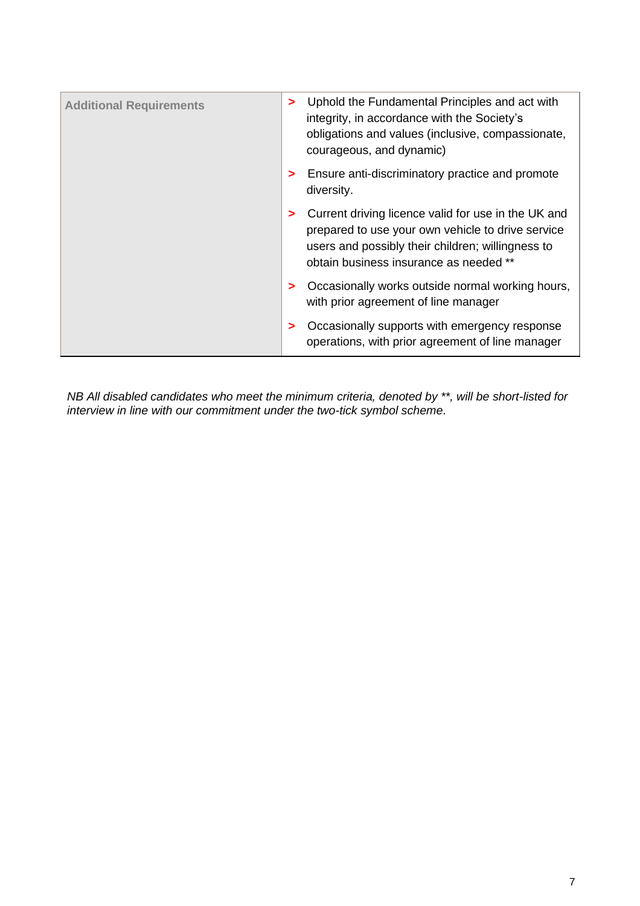| | |
|---|---|
| **Additional Requirements** | > Uphold the Fundamental Principles and act with integrity, in accordance with the Society's obligations and values (inclusive, compassionate, courageous, and dynamic)<br><br>> Ensure anti-discriminatory practice and promote diversity.<br><br>> Current driving licence valid for use in the UK and prepared to use your own vehicle to drive service users and possibly their children; willingness to obtain business insurance as needed **<br><br>> Occasionally works outside normal working hours, with prior agreement of line manager<br><br>> Occasionally supports with emergency response operations, with prior agreement of line manager |

*NB All disabled candidates who meet the minimum criteria, denoted by **, will be short-listed for interview in line with our commitment under the two-tick symbol scheme.*